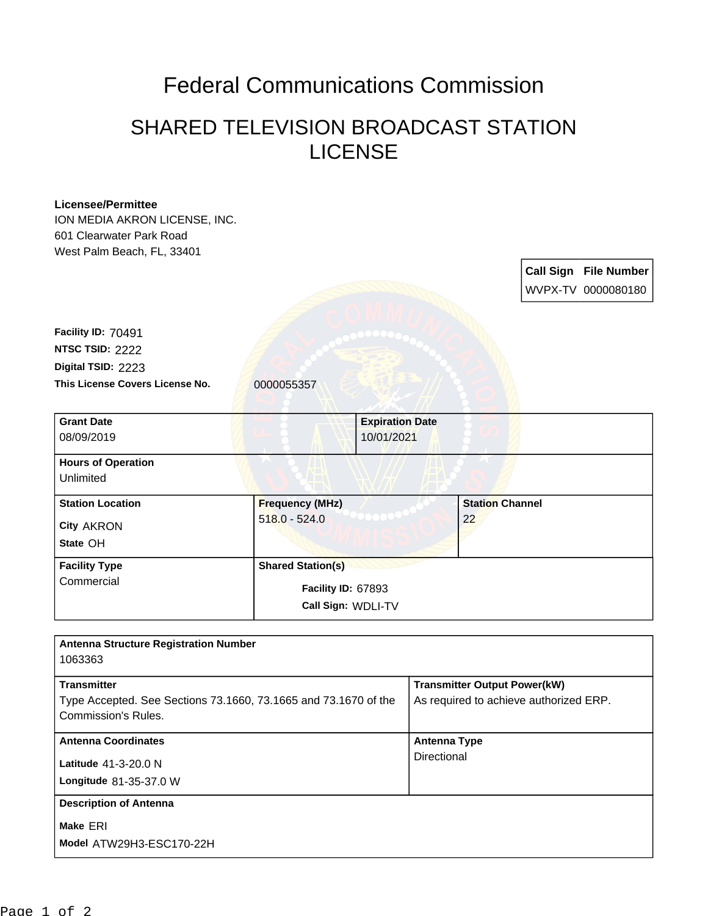# Federal Communications Commission

## SHARED TELEVISION BROADCAST STATION LICENSE

**Licensee/Permittee**
ION MEDIA AKRON LICENSE, INC.
601 Clearwater Park Road
West Palm Beach, FL, 33401

| Call Sign | File Number |
| --- | --- |
| WVPX-TV | 0000080180 |

**Facility ID:** 70491
**NTSC TSID:** 2222
**Digital TSID:** 2223
**This License Covers License No.** 0000055357

| Grant Date | | Expiration Date |
| --- | --- | --- |
| 08/09/2019 | | 10/01/2021 |
| **Hours of Operation** Unlimited | | |
| **Station Location** City AKRON State OH | **Frequency (MHz)** 518.0 - 524.0 | **Station Channel** 22 |
| **Facility Type** Commercial | **Shared Station(s)** Facility ID: 67893 Call Sign: WDLI-TV | |

| Antenna Structure Registration Number | |
| --- | --- |
| 1063363 | |
| **Transmitter** Type Accepted. See Sections 73.1660, 73.1665 and 73.1670 of the Commission's Rules. | **Transmitter Output Power(kW)** As required to achieve authorized ERP. |
| **Antenna Coordinates** Latitude 41-3-20.0 N Longitude 81-35-37.0 W | **Antenna Type** Directional |
| **Description of Antenna** Make ERI Model ATW29H3-ESC170-22H | |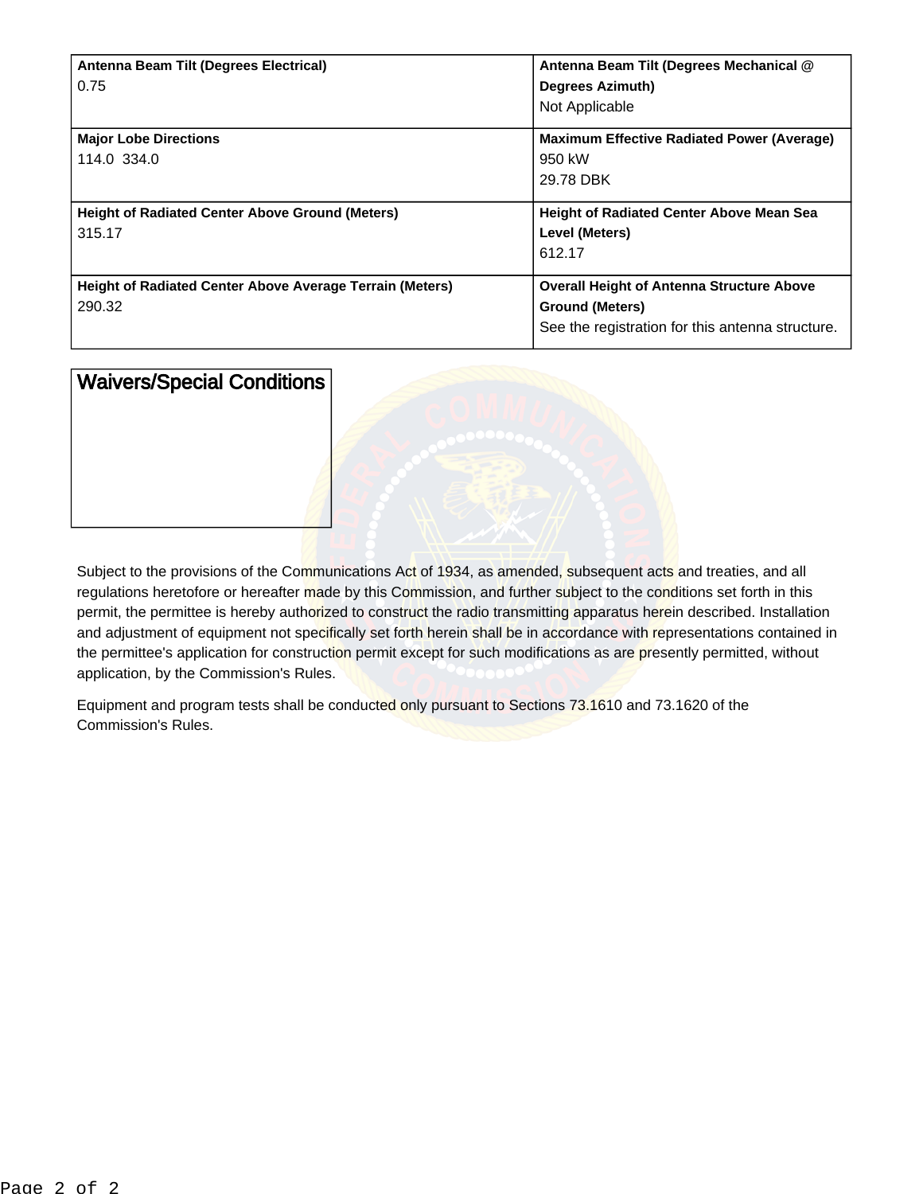| | |
|---|---|
| **Antenna Beam Tilt (Degrees Electrical)**<br>0.75 | **Antenna Beam Tilt (Degrees Mechanical @ Degrees Azimuth)**<br>Not Applicable |
| **Major Lobe Directions**<br>114.0 334.0 | **Maximum Effective Radiated Power (Average)**<br>950 kW<br>29.78 DBK |
| **Height of Radiated Center Above Ground (Meters)**<br>315.17 | **Height of Radiated Center Above Mean Sea Level (Meters)**<br>612.17 |
| **Height of Radiated Center Above Average Terrain (Meters)**<br>290.32 | **Overall Height of Antenna Structure Above Ground (Meters)**<br>See the registration for this antenna structure. |

## Waivers/Special Conditions

Subject to the provisions of the Communications Act of 1934, as amended, subsequent acts and treaties, and all regulations heretofore or hereafter made by this Commission, and further subject to the conditions set forth in this permit, the permittee is hereby authorized to construct the radio transmitting apparatus herein described. Installation and adjustment of equipment not specifically set forth herein shall be in accordance with representations contained in the permittee's application for construction permit except for such modifications as are presently permitted, without application, by the Commission's Rules.

Equipment and program tests shall be conducted only pursuant to Sections 73.1610 and 73.1620 of the Commission's Rules.